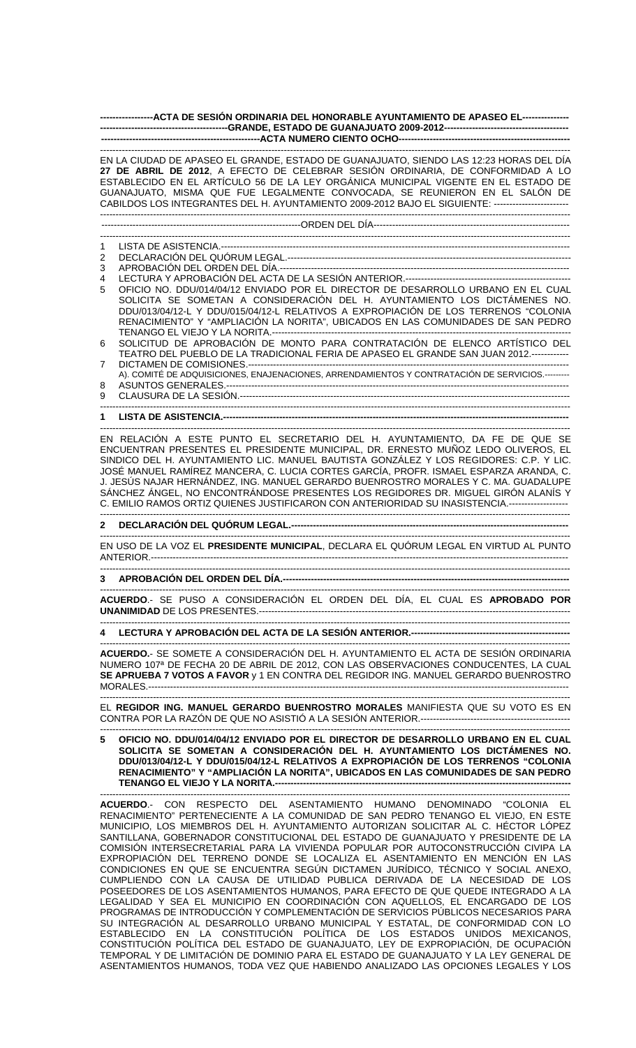**ACTA DE SESIÓN ORDINARIA DEL HONORABLE AYUNTAMIENTO DE APASEO EL GRANDE, ESTADO DE GUANAJUATO 2009-2012**

**ACTA NUMERO CIENTO OCHO**

EN LA CIUDAD DE APASEO EL GRANDE, ESTADO DE GUANAJUATO, SIENDO LAS 12:23 HORAS DEL DÍA **27 DE ABRIL DE 2012**, A EFECTO DE CELEBRAR SESIÓN ORDINARIA, DE CONFORMIDAD A LO ESTABLECIDO EN EL ARTÍCULO 56 DE LA LEY ORGÁNICA MUNICIPAL VIGENTE EN EL ESTADO DE GUANAJUATO, MISMA QUE FUE LEGALMENTE CONVOCADA, SE REUNIERON EN EL SALÓN DE CABILDOS LOS INTEGRANTES DEL H. AYUNTAMIENTO 2009-2012 BAJO EL SIGUIENTE:

ORDEN DEL DÍA

1. LISTA DE ASISTENCIA.
2. DECLARACIÓN DEL QUÓRUM LEGAL.
3. APROBACIÓN DEL ORDEN DEL DÍA.
4. LECTURA Y APROBACIÓN DEL ACTA DE LA SESIÓN ANTERIOR.
5. OFICIO NO. DDU/014/04/12 ENVIADO POR EL DIRECTOR DE DESARROLLO URBANO EN EL CUAL SOLICITA SE SOMETAN A CONSIDERACIÓN DEL H. AYUNTAMIENTO LOS DICTÁMENES NO. DDU/013/04/12-L Y DDU/015/04/12-L RELATIVOS A EXPROPIACIÓN DE LOS TERRENOS "COLONIA RENACIMIENTO" Y "AMPLIACIÓN LA NORITA", UBICADOS EN LAS COMUNIDADES DE SAN PEDRO TENANGO EL VIEJO Y LA NORITA.
6. SOLICITUD DE APROBACIÓN DE MONTO PARA CONTRATACIÓN DE ELENCO ARTÍSTICO DEL TEATRO DEL PUEBLO DE LA TRADICIONAL FERIA DE APASEO EL GRANDE SAN JUAN 2012.
7. DICTAMEN DE COMISIONES.
   A). COMITÉ DE ADQUISICIONES, ENAJENACIONES, ARRENDAMIENTOS Y CONTRATACIÓN DE SERVICIOS.
8. ASUNTOS GENERALES.
9. CLAUSURA DE LA SESIÓN.

**1 LISTA DE ASISTENCIA.**

EN RELACIÓN A ESTE PUNTO EL SECRETARIO DEL H. AYUNTAMIENTO, DA FE DE QUE SE ENCUENTRAN PRESENTES EL PRESIDENTE MUNICIPAL, DR. ERNESTO MUÑOZ LEDO OLIVEROS, EL SINDICO DEL H. AYUNTAMIENTO LIC. MANUEL BAUTISTA GONZÁLEZ Y LOS REGIDORES: C.P. Y LIC. JOSÉ MANUEL RAMÍREZ MANCERA, C. LUCIA CORTES GARCÍA, PROFR. ISMAEL ESPARZA ARANDA, C. J. JESÚS NAJAR HERNÁNDEZ, ING. MANUEL GERARDO BUENROSTRO MORALES Y C. MA. GUADALUPE SÁNCHEZ ÁNGEL, NO ENCONTRÁNDOSE PRESENTES LOS REGIDORES DR. MIGUEL GIRÓN ALANÍS Y C. EMILIO RAMOS ORTIZ QUIENES JUSTIFICARON CON ANTERIORIDAD SU INASISTENCIA.

**2 DECLARACIÓN DEL QUÓRUM LEGAL.**

EN USO DE LA VOZ EL **PRESIDENTE MUNICIPAL**, DECLARA EL QUÓRUM LEGAL EN VIRTUD AL PUNTO ANTERIOR.

**3 APROBACIÓN DEL ORDEN DEL DÍA.**

**ACUERDO**.- SE PUSO A CONSIDERACIÓN EL ORDEN DEL DÍA, EL CUAL ES **APROBADO POR UNANIMIDAD** DE LOS PRESENTES.

**4 LECTURA Y APROBACIÓN DEL ACTA DE LA SESIÓN ANTERIOR.**

**ACUERDO.**- SE SOMETE A CONSIDERACIÓN DEL H. AYUNTAMIENTO EL ACTA DE SESIÓN ORDINARIA NUMERO 107ª DE FECHA 20 DE ABRIL DE 2012, CON LAS OBSERVACIONES CONDUCENTES, LA CUAL **SE APRUEBA 7 VOTOS A FAVOR** y 1 EN CONTRA DEL REGIDOR ING. MANUEL GERARDO BUENROSTRO MORALES.

EL **REGIDOR ING. MANUEL GERARDO BUENROSTRO MORALES** MANIFIESTA QUE SU VOTO ES EN CONTRA POR LA RAZÓN DE QUE NO ASISTIÓ A LA SESIÓN ANTERIOR.

**5 OFICIO NO. DDU/014/04/12 ENVIADO POR EL DIRECTOR DE DESARROLLO URBANO EN EL CUAL SOLICITA SE SOMETAN A CONSIDERACIÓN DEL H. AYUNTAMIENTO LOS DICTÁMENES NO. DDU/013/04/12-L Y DDU/015/04/12-L RELATIVOS A EXPROPIACIÓN DE LOS TERRENOS "COLONIA RENACIMIENTO" Y "AMPLIACIÓN LA NORITA", UBICADOS EN LAS COMUNIDADES DE SAN PEDRO TENANGO EL VIEJO Y LA NORITA.**

**ACUERDO**.- CON RESPECTO DEL ASENTAMIENTO HUMANO DENOMINADO "COLONIA EL RENACIMIENTO" PERTENECIENTE A LA COMUNIDAD DE SAN PEDRO TENANGO EL VIEJO, EN ESTE MUNICIPIO, LOS MIEMBROS DEL H. AYUNTAMIENTO AUTORIZAN SOLICITAR AL C. HÉCTOR LÓPEZ SANTILLANA, GOBERNADOR CONSTITUCIONAL DEL ESTADO DE GUANAJUATO Y PRESIDENTE DE LA COMISIÓN INTERSECRETARIAL PARA LA VIVIENDA POPULAR POR AUTOCONSTRUCCIÓN CIVIPA LA EXPROPIACIÓN DEL TERRENO DONDE SE LOCALIZA EL ASENTAMIENTO EN MENCIÓN EN LAS CONDICIONES EN QUE SE ENCUENTRA SEGÚN DICTAMEN JURÍDICO, TÉCNICO Y SOCIAL ANEXO, CUMPLIENDO CON LA CAUSA DE UTILIDAD PUBLICA DERIVADA DE LA NECESIDAD DE LOS POSEEDORES DE LOS ASENTAMIENTOS HUMANOS, PARA EFECTO DE QUE QUEDE INTEGRADO A LA LEGALIDAD Y SEA EL MUNICIPIO EN COORDINACIÓN CON AQUELLOS, EL ENCARGADO DE LOS PROGRAMAS DE INTRODUCCIÓN Y COMPLEMENTACIÓN DE SERVICIOS PÚBLICOS NECESARIOS PARA SU INTEGRACIÓN AL DESARROLLO URBANO MUNICIPAL Y ESTATAL, DE CONFORMIDAD CON LO ESTABLECIDO EN LA CONSTITUCIÓN POLÍTICA DE LOS ESTADOS UNIDOS MEXICANOS, CONSTITUCIÓN POLÍTICA DEL ESTADO DE GUANAJUATO, LEY DE EXPROPIACIÓN, DE OCUPACIÓN TEMPORAL Y DE LIMITACIÓN DE DOMINIO PARA EL ESTADO DE GUANAJUATO Y LA LEY GENERAL DE ASENTAMIENTOS HUMANOS, TODA VEZ QUE HABIENDO ANALIZADO LAS OPCIONES LEGALES Y LOS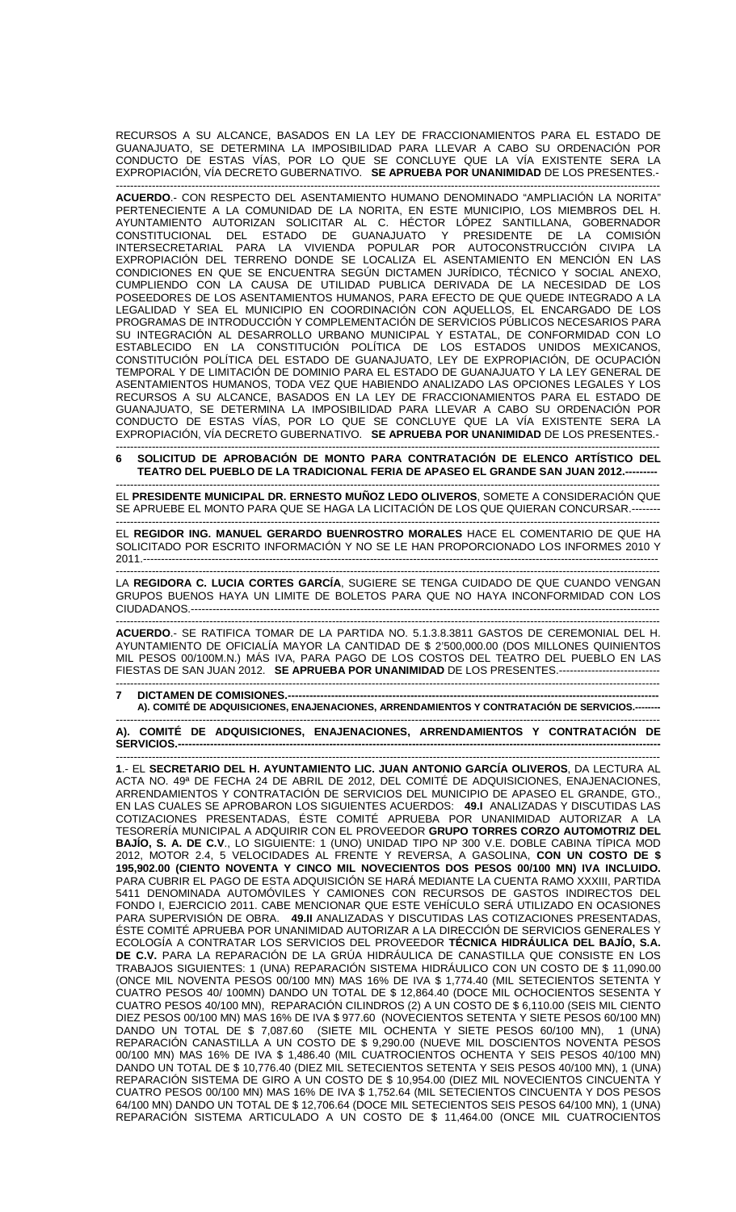RECURSOS A SU ALCANCE, BASADOS EN LA LEY DE FRACCIONAMIENTOS PARA EL ESTADO DE GUANAJUATO, SE DETERMINA LA IMPOSIBILIDAD PARA LLEVAR A CABO SU ORDENACIÓN POR CONDUCTO DE ESTAS VÍAS, POR LO QUE SE CONCLUYE QUE LA VÍA EXISTENTE SERA LA EXPROPIACIÓN, VÍA DECRETO GUBERNATIVO. **SE APRUEBA POR UNANIMIDAD** DE LOS PRESENTES.-

**ACUERDO**.- CON RESPECTO DEL ASENTAMIENTO HUMANO DENOMINADO "AMPLIACIÓN LA NORITA" PERTENECIENTE A LA COMUNIDAD DE LA NORITA, EN ESTE MUNICIPIO, LOS MIEMBROS DEL H. AYUNTAMIENTO AUTORIZAN SOLICITAR AL C. HÉCTOR LÓPEZ SANTILLANA, GOBERNADOR CONSTITUCIONAL DEL ESTADO DE GUANAJUATO Y PRESIDENTE DE LA COMISIÓN INTERSECRETARIAL PARA LA VIVIENDA POPULAR POR AUTOCONSTRUCCIÓN CIVIPA LA EXPROPIACIÓN DEL TERRENO DONDE SE LOCALIZA EL ASENTAMIENTO EN MENCIÓN EN LAS CONDICIONES EN QUE SE ENCUENTRA SEGÚN DICTAMEN JURÍDICO, TÉCNICO Y SOCIAL ANEXO, CUMPLIENDO CON LA CAUSA DE UTILIDAD PUBLICA DERIVADA DE LA NECESIDAD DE LOS POSEEDORES DE LOS ASENTAMIENTOS HUMANOS, PARA EFECTO DE QUE QUEDE INTEGRADO A LA LEGALIDAD Y SEA EL MUNICIPIO EN COORDINACIÓN CON AQUELLOS, EL ENCARGADO DE LOS PROGRAMAS DE INTRODUCCIÓN Y COMPLEMENTACIÓN DE SERVICIOS PÚBLICOS NECESARIOS PARA SU INTEGRACIÓN AL DESARROLLO URBANO MUNICIPAL Y ESTATAL, DE CONFORMIDAD CON LO ESTABLECIDO EN LA CONSTITUCIÓN POLÍTICA DE LOS ESTADOS UNIDOS MEXICANOS, CONSTITUCIÓN POLÍTICA DEL ESTADO DE GUANAJUATO, LEY DE EXPROPIACIÓN, DE OCUPACIÓN TEMPORAL Y DE LIMITACIÓN DE DOMINIO PARA EL ESTADO DE GUANAJUATO Y LA LEY GENERAL DE ASENTAMIENTOS HUMANOS, TODA VEZ QUE HABIENDO ANALIZADO LAS OPCIONES LEGALES Y LOS RECURSOS A SU ALCANCE, BASADOS EN LA LEY DE FRACCIONAMIENTOS PARA EL ESTADO DE GUANAJUATO, SE DETERMINA LA IMPOSIBILIDAD PARA LLEVAR A CABO SU ORDENACIÓN POR CONDUCTO DE ESTAS VÍAS, POR LO QUE SE CONCLUYE QUE LA VÍA EXISTENTE SERA LA EXPROPIACIÓN, VÍA DECRETO GUBERNATIVO. **SE APRUEBA POR UNANIMIDAD** DE LOS PRESENTES.-

**6 SOLICITUD DE APROBACIÓN DE MONTO PARA CONTRATACIÓN DE ELENCO ARTÍSTICO DEL TEATRO DEL PUEBLO DE LA TRADICIONAL FERIA DE APASEO EL GRANDE SAN JUAN 2012.---------**

EL **PRESIDENTE MUNICIPAL DR. ERNESTO MUÑOZ LEDO OLIVEROS**, SOMETE A CONSIDERACIÓN QUE SE APRUEBE EL MONTO PARA QUE SE HAGA LA LICITACIÓN DE LOS QUE QUIERAN CONCURSAR.--------

EL **REGIDOR ING. MANUEL GERARDO BUENROSTRO MORALES** HACE EL COMENTARIO DE QUE HA SOLICITADO POR ESCRITO INFORMACIÓN Y NO SE LE HAN PROPORCIONADO LOS INFORMES 2010 Y 2011.------

LA **REGIDORA C. LUCIA CORTES GARCÍA**, SUGIERE SE TENGA CUIDADO DE QUE CUANDO VENGAN GRUPOS BUENOS HAYA UN LIMITE DE BOLETOS PARA QUE NO HAYA INCONFORMIDAD CON LOS CIUDADANOS.------

**ACUERDO**.- SE RATIFICA TOMAR DE LA PARTIDA NO. 5.1.3.8.3811 GASTOS DE CEREMONIAL DEL H. AYUNTAMIENTO DE OFICIALÍA MAYOR LA CANTIDAD DE $ 2'500,000.00 (DOS MILLONES QUINIENTOS MIL PESOS 00/100M.N.) MÁS IVA, PARA PAGO DE LOS COSTOS DEL TEATRO DEL PUEBLO EN LAS FIESTAS DE SAN JUAN 2012. **SE APRUEBA POR UNANIMIDAD** DE LOS PRESENTES.------

**7 DICTAMEN DE COMISIONES.------**
**A). COMITÉ DE ADQUISICIONES, ENAJENACIONES, ARRENDAMIENTOS Y CONTRATACIÓN DE SERVICIOS.--------**

**A). COMITÉ DE ADQUISICIONES, ENAJENACIONES, ARRENDAMIENTOS Y CONTRATACIÓN DE SERVICIOS.------**

**1**.- EL **SECRETARIO DEL H. AYUNTAMIENTO LIC. JUAN ANTONIO GARCÍA OLIVEROS**, DA LECTURA AL ACTA NO. 49ª DE FECHA 24 DE ABRIL DE 2012, DEL COMITÉ DE ADQUISICIONES, ENAJENACIONES, ARRENDAMIENTOS Y CONTRATACIÓN DE SERVICIOS DEL MUNICIPIO DE APASEO EL GRANDE, GTO., EN LAS CUALES SE APROBARON LOS SIGUIENTES ACUERDOS: **49.I** ANALIZADAS Y DISCUTIDAS LAS COTIZACIONES PRESENTADAS, ÉSTE COMITÉ APRUEBA POR UNANIMIDAD AUTORIZAR A LA TESORERÍA MUNICIPAL A ADQUIRIR CON EL PROVEEDOR **GRUPO TORRES CORZO AUTOMOTRIZ DEL BAJÍO, S. A. DE C.V**., LO SIGUIENTE: 1 (UNO) UNIDAD TIPO NP 300 V.E. DOBLE CABINA TÍPICA MOD 2012, MOTOR 2.4, 5 VELOCIDADES AL FRENTE Y REVERSA, A GASOLINA, **CON UN COSTO DE $ 195,902.00 (CIENTO NOVENTA Y CINCO MIL NOVECIENTOS DOS PESOS 00/100 MN) IVA INCLUIDO.** PARA CUBRIR EL PAGO DE ESTA ADQUISICIÓN SE HARÁ MEDIANTE LA CUENTA RAMO XXXIII, PARTIDA 5411 DENOMINADA AUTOMÓVILES Y CAMIONES CON RECURSOS DE GASTOS INDIRECTOS DEL FONDO I, EJERCICIO 2011. CABE MENCIONAR QUE ESTE VEHÍCULO SERÁ UTILIZADO EN OCASIONES PARA SUPERVISIÓN DE OBRA. **49.II** ANALIZADAS Y DISCUTIDAS LAS COTIZACIONES PRESENTADAS, ÉSTE COMITÉ APRUEBA POR UNANIMIDAD AUTORIZAR A LA DIRECCIÓN DE SERVICIOS GENERALES Y ECOLOGÍA A CONTRATAR LOS SERVICIOS DEL PROVEEDOR **TÉCNICA HIDRÁULICA DEL BAJÍO, S.A. DE C.V.** PARA LA REPARACIÓN DE LA GRÚA HIDRÁULICA DE CANASTILLA QUE CONSISTE EN LOS TRABAJOS SIGUIENTES: 1 (UNA) REPARACIÓN SISTEMA HIDRÁULICO CON UN COSTO DE $ 11,090.00 (ONCE MIL NOVENTA PESOS 00/100 MN) MAS 16% DE IVA $ 1,774.40 (MIL SETECIENTOS SETENTA Y CUATRO PESOS 40/ 100MN) DANDO UN TOTAL DE $ 12,864.40 (DOCE MIL OCHOCIENTOS SESENTA Y CUATRO PESOS 40/100 MN), REPARACIÓN CILINDROS (2) A UN COSTO DE $ 6,110.00 (SEIS MIL CIENTO DIEZ PESOS 00/100 MN) MAS 16% DE IVA $ 977.60 (NOVECIENTOS SETENTA Y SIETE PESOS 60/100 MN) DANDO UN TOTAL DE $ 7,087.60 (SIETE MIL OCHENTA Y SIETE PESOS 60/100 MN), 1 (UNA) REPARACIÓN CANASTILLA A UN COSTO DE $ 9,290.00 (NUEVE MIL DOSCIENTOS NOVENTA PESOS 00/100 MN) MAS 16% DE IVA $ 1,486.40 (MIL CUATROCIENTOS OCHENTA Y SEIS PESOS 40/100 MN) DANDO UN TOTAL DE $ 10,776.40 (DIEZ MIL SETECIENTOS SETENTA Y SEIS PESOS 40/100 MN), 1 (UNA) REPARACIÓN SISTEMA DE GIRO A UN COSTO DE $ 10,954.00 (DIEZ MIL NOVECIENTOS CINCUENTA Y CUATRO PESOS 00/100 MN) MAS 16% DE IVA $ 1,752.64 (MIL SETECIENTOS CINCUENTA Y DOS PESOS 64/100 MN) DANDO UN TOTAL DE $ 12,706.64 (DOCE MIL SETECIENTOS SEIS PESOS 64/100 MN), 1 (UNA) REPARACIÓN SISTEMA ARTICULADO A UN COSTO DE $ 11,464.00 (ONCE MIL CUATROCIENTOS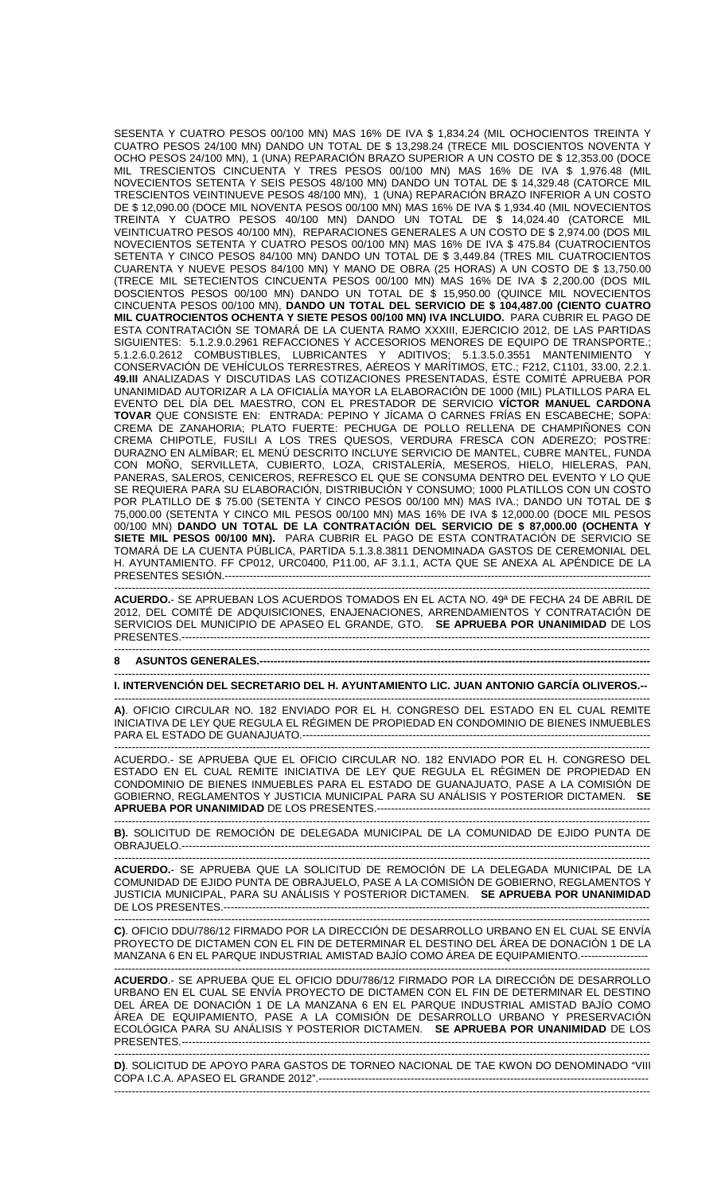SESENTA Y CUATRO PESOS 00/100 MN) MAS 16% DE IVA $ 1,834.24 (MIL OCHOCIENTOS TREINTA Y CUATRO PESOS 24/100 MN) DANDO UN TOTAL DE $ 13,298.24 (TRECE MIL DOSCIENTOS NOVENTA Y OCHO PESOS 24/100 MN), 1 (UNA) REPARACIÓN BRAZO SUPERIOR A UN COSTO DE $ 12,353.00 (DOCE MIL TRESCIENTOS CINCUENTA Y TRES PESOS 00/100 MN) MAS 16% DE IVA $ 1,976.48 (MIL NOVECIENTOS SETENTA Y SEIS PESOS 48/100 MN) DANDO UN TOTAL DE $ 14,329.48 (CATORCE MIL TRESCIENTOS VEINTINUEVE PESOS 48/100 MN), 1 (UNA) REPARACIÓN BRAZO INFERIOR A UN COSTO DE $ 12,090.00 (DOCE MIL NOVENTA PESOS 00/100 MN) MAS 16% DE IVA $ 1,934.40 (MIL NOVECIENTOS TREINTA Y CUATRO PESOS 40/100 MN) DANDO UN TOTAL DE $ 14,024.40 (CATORCE MIL VEINTICUATRO PESOS 40/100 MN), REPARACIONES GENERALES A UN COSTO DE $ 2,974.00 (DOS MIL NOVECIENTOS SETENTA Y CUATRO PESOS 00/100 MN) MAS 16% DE IVA $ 475.84 (CUATROCIENTOS SETENTA Y CINCO PESOS 84/100 MN) DANDO UN TOTAL DE $ 3,449.84 (TRES MIL CUATROCIENTOS CUARENTA Y NUEVE PESOS 84/100 MN) Y MANO DE OBRA (25 HORAS) A UN COSTO DE $ 13,750.00 (TRECE MIL SETECIENTOS CINCUENTA PESOS 00/100 MN) MAS 16% DE IVA $ 2,200.00 (DOS MIL DOSCIENTOS PESOS 00/100 MN) DANDO UN TOTAL DE $ 15,950.00 (QUINCE MIL NOVECIENTOS CINCUENTA PESOS 00/100 MN), **DANDO UN TOTAL DEL SERVICIO DE $ 104,487.00 (CIENTO CUATRO MIL CUATROCIENTOS OCHENTA Y SIETE PESOS 00/100 MN) IVA INCLUIDO.** PARA CUBRIR EL PAGO DE ESTA CONTRATACIÓN SE TOMARÁ DE LA CUENTA RAMO XXXIII, EJERCICIO 2012, DE LAS PARTIDAS SIGUIENTES: 5.1.2.9.0.2961 REFACCIONES Y ACCESORIOS MENORES DE EQUIPO DE TRANSPORTE.; 5.1.2.6.0.2612 COMBUSTIBLES, LUBRICANTES Y ADITIVOS; 5.1.3.5.0.3551 MANTENIMIENTO Y CONSERVACIÓN DE VEHÍCULOS TERRESTRES, AÉREOS Y MARÍTIMOS, ETC.; F212, C1101, 33.00, 2.2.1. **49.III** ANALIZADAS Y DISCUTIDAS LAS COTIZACIONES PRESENTADAS, ÉSTE COMITÉ APRUEBA POR UNANIMIDAD AUTORIZAR A LA OFICIALÍA MAYOR LA ELABORACIÓN DE 1000 (MIL) PLATILLOS PARA EL EVENTO DEL DÍA DEL MAESTRO, CON EL PRESTADOR DE SERVICIO **VÍCTOR MANUEL CARDONA TOVAR** QUE CONSISTE EN: ENTRADA: PEPINO Y JÍCAMA O CARNES FRÍAS EN ESCABECHE; SOPA: CREMA DE ZANAHORIA; PLATO FUERTE: PECHUGA DE POLLO RELLENA DE CHAMPIÑONES CON CREMA CHIPOTLE, FUSILI A LOS TRES QUESOS, VERDURA FRESCA CON ADEREZO; POSTRE: DURAZNO EN ALMÍBAR; EL MENÚ DESCRITO INCLUYE SERVICIO DE MANTEL, CUBRE MANTEL, FUNDA CON MOÑO, SERVILLETA, CUBIERTO, LOZA, CRISTALERÍA, MESEROS, HIELO, HIELERAS, PAN, PANERAS, SALEROS, CENICEROS, REFRESCO EL QUE SE CONSUMA DENTRO DEL EVENTO Y LO QUE SE REQUIERA PARA SU ELABORACIÓN, DISTRIBUCIÓN Y CONSUMO; 1000 PLATILLOS CON UN COSTO POR PLATILLO DE $ 75.00 (SETENTA Y CINCO PESOS 00/100 MN) MAS IVA.; DANDO UN TOTAL DE $ 75,000.00 (SETENTA Y CINCO MIL PESOS 00/100 MN) MAS 16% DE IVA $ 12,000.00 (DOCE MIL PESOS 00/100 MN) **DANDO UN TOTAL DE LA CONTRATACIÓN DEL SERVICIO DE $ 87,000.00 (OCHENTA Y SIETE MIL PESOS 00/100 MN).** PARA CUBRIR EL PAGO DE ESTA CONTRATACIÓN DE SERVICIO SE TOMARÁ DE LA CUENTA PÚBLICA, PARTIDA 5.1.3.8.3811 DENOMINADA GASTOS DE CEREMONIAL DEL H. AYUNTAMIENTO. FF CP012, URC0400, P11.00, AF 3.1.1, ACTA QUE SE ANEXA AL APÉNDICE DE LA PRESENTES SESIÓN.------------------------------------------------------------------------------------------------

**ACUERDO.**- SE APRUEBAN LOS ACUERDOS TOMADOS EN EL ACTA NO. 49ª DE FECHA 24 DE ABRIL DE 2012, DEL COMITÉ DE ADQUISICIONES, ENAJENACIONES, ARRENDAMIENTOS Y CONTRATACIÓN DE SERVICIOS DEL MUNICIPIO DE APASEO EL GRANDE, GTO. **SE APRUEBA POR UNANIMIDAD** DE LOS PRESENTES.------------------------------------------------------------------------------------------------

**8 ASUNTOS GENERALES.------------------------------------------------------------------------------------------------**

**I. INTERVENCIÓN DEL SECRETARIO DEL H. AYUNTAMIENTO LIC. JUAN ANTONIO GARCÍA OLIVEROS.--**

**A)**. OFICIO CIRCULAR NO. 182 ENVIADO POR EL H. CONGRESO DEL ESTADO EN EL CUAL REMITE INICIATIVA DE LEY QUE REGULA EL RÉGIMEN DE PROPIEDAD EN CONDOMINIO DE BIENES INMUEBLES PARA EL ESTADO DE GUANAJUATO.------------------------------------------------------------------------------------------------

ACUERDO.- SE APRUEBA QUE EL OFICIO CIRCULAR NO. 182 ENVIADO POR EL H. CONGRESO DEL ESTADO EN EL CUAL REMITE INICIATIVA DE LEY QUE REGULA EL RÉGIMEN DE PROPIEDAD EN CONDOMINIO DE BIENES INMUEBLES PARA EL ESTADO DE GUANAJUATO, PASE A LA COMISIÓN DE GOBIERNO, REGLAMENTOS Y JUSTICIA MUNICIPAL PARA SU ANÁLISIS Y POSTERIOR DICTAMEN. **SE APRUEBA POR UNANIMIDAD** DE LOS PRESENTES.------------------------------------------------------------------------------------------------

**B).** SOLICITUD DE REMOCIÓN DE DELEGADA MUNICIPAL DE LA COMUNIDAD DE EJIDO PUNTA DE OBRAJUELO.------------------------------------------------------------------------------------------------

**ACUERDO.**- SE APRUEBA QUE LA SOLICITUD DE REMOCIÓN DE LA DELEGADA MUNICIPAL DE LA COMUNIDAD DE EJIDO PUNTA DE OBRAJUELO, PASE A LA COMISIÓN DE GOBIERNO, REGLAMENTOS Y JUSTICIA MUNICIPAL, PARA SU ANÁLISIS Y POSTERIOR DICTAMEN. **SE APRUEBA POR UNANIMIDAD** DE LOS PRESENTES.------------------------------------------------------------------------------------------------

**C)**. OFICIO DDU/786/12 FIRMADO POR LA DIRECCIÓN DE DESARROLLO URBANO EN EL CUAL SE ENVÍA PROYECTO DE DICTAMEN CON EL FIN DE DETERMINAR EL DESTINO DEL ÁREA DE DONACIÓN 1 DE LA MANZANA 6 EN EL PARQUE INDUSTRIAL AMISTAD BAJÍO COMO ÁREA DE EQUIPAMIENTO.-------------------

**ACUERDO**.- SE APRUEBA QUE EL OFICIO DDU/786/12 FIRMADO POR LA DIRECCIÓN DE DESARROLLO URBANO EN EL CUAL SE ENVÍA PROYECTO DE DICTAMEN CON EL FIN DE DETERMINAR EL DESTINO DEL ÁREA DE DONACIÓN 1 DE LA MANZANA 6 EN EL PARQUE INDUSTRIAL AMISTAD BAJÍO COMO ÁREA DE EQUIPAMIENTO, PASE A LA COMISIÓN DE DESARROLLO URBANO Y PRESERVACIÓN ECOLÓGICA PARA SU ANÁLISIS Y POSTERIOR DICTAMEN. **SE APRUEBA POR UNANIMIDAD** DE LOS PRESENTES.------------------------------------------------------------------------------------------------

**D)**. SOLICITUD DE APOYO PARA GASTOS DE TORNEO NACIONAL DE TAE KWON DO DENOMINADO "VIII COPA I.C.A. APASEO EL GRANDE 2012".------------------------------------------------------------------------------------------------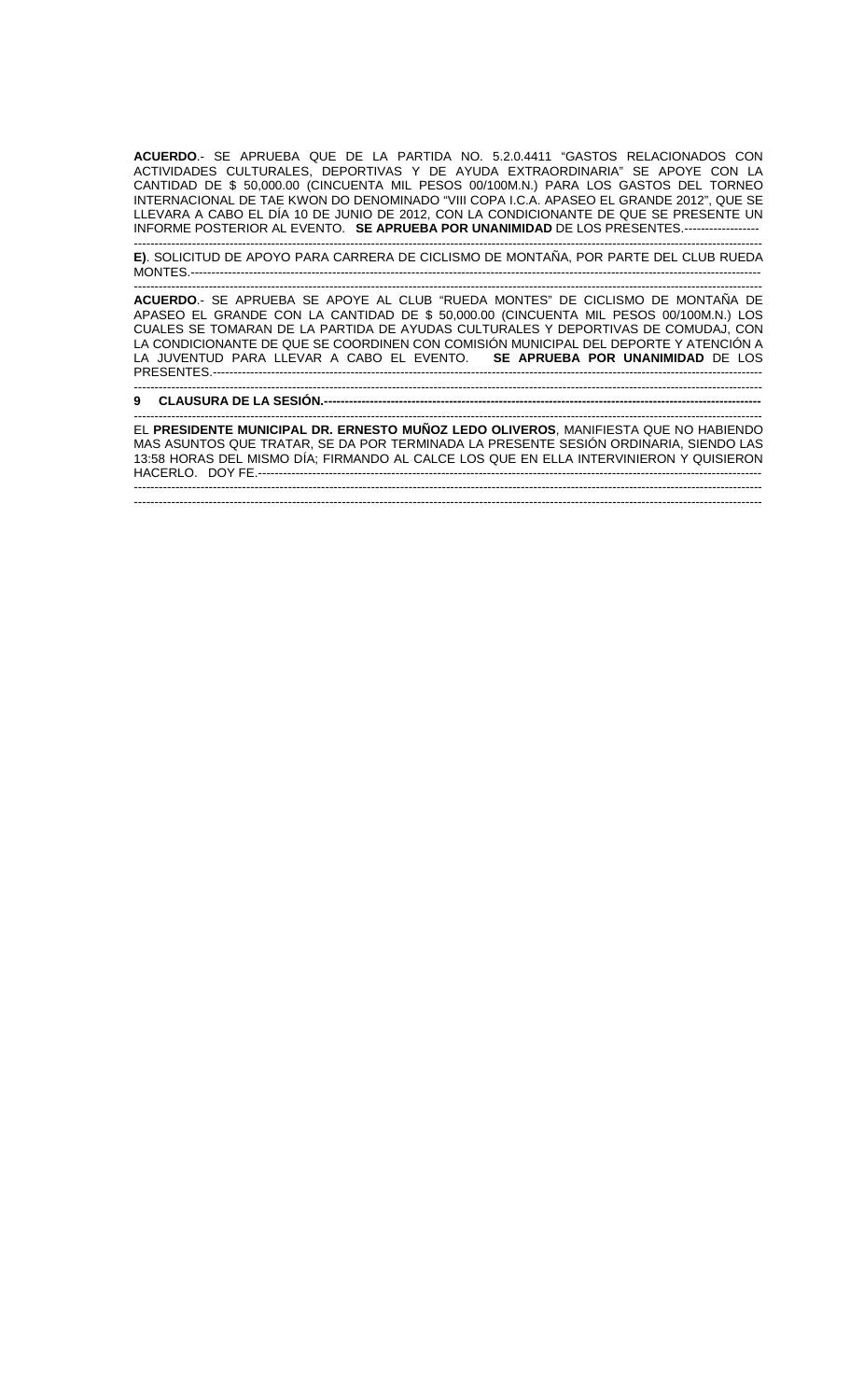**ACUERDO**.- SE APRUEBA QUE DE LA PARTIDA NO. 5.2.0.4411 "GASTOS RELACIONADOS CON ACTIVIDADES CULTURALES, DEPORTIVAS Y DE AYUDA EXTRAORDINARIA" SE APOYE CON LA CANTIDAD DE $ 50,000.00 (CINCUENTA MIL PESOS 00/100M.N.) PARA LOS GASTOS DEL TORNEO INTERNACIONAL DE TAE KWON DO DENOMINADO "VIII COPA I.C.A. APASEO EL GRANDE 2012", QUE SE LLEVARA A CABO EL DÍA 10 DE JUNIO DE 2012, CON LA CONDICIONANTE DE QUE SE PRESENTE UN INFORME POSTERIOR AL EVENTO. **SE APRUEBA POR UNANIMIDAD** DE LOS PRESENTES.------------------

-----------------------------------------------------------------------------------------------------------------------------------------------

**E)**. SOLICITUD DE APOYO PARA CARRERA DE CICLISMO DE MONTAÑA, POR PARTE DEL CLUB RUEDA MONTES.--------------------------------------------------------------------------------------------------------------------------------------

-----------------------------------------------------------------------------------------------------------------------------------------------

**ACUERDO**.- SE APRUEBA SE APOYE AL CLUB "RUEDA MONTES" DE CICLISMO DE MONTAÑA DE APASEO EL GRANDE CON LA CANTIDAD DE $ 50,000.00 (CINCUENTA MIL PESOS 00/100M.N.) LOS CUALES SE TOMARAN DE LA PARTIDA DE AYUDAS CULTURALES Y DEPORTIVAS DE COMUDAJ, CON LA CONDICIONANTE DE QUE SE COORDINEN CON COMISIÓN MUNICIPAL DEL DEPORTE Y ATENCIÓN A LA JUVENTUD PARA LLEVAR A CABO EL EVENTO. **SE APRUEBA POR UNANIMIDAD** DE LOS PRESENTES.----------------------------------------------------------------------------------------------------------------------------------

-----------------------------------------------------------------------------------------------------------------------------------------------

**9 CLAUSURA DE LA SESIÓN.-----------------------------------------------------------------------------------------------------------**

-----------------------------------------------------------------------------------------------------------------------------------------------

EL **PRESIDENTE MUNICIPAL DR. ERNESTO MUÑOZ LEDO OLIVEROS**, MANIFIESTA QUE NO HABIENDO MAS ASUNTOS QUE TRATAR, SE DA POR TERMINADA LA PRESENTE SESIÓN ORDINARIA, SIENDO LAS 13:58 HORAS DEL MISMO DÍA; FIRMANDO AL CALCE LOS QUE EN ELLA INTERVINIERON Y QUISIERON HACERLO. DOY FE.-----------------------------------------------------------------------------------------------------------------------------

-----------------------------------------------------------------------------------------------------------------------------------------------

-----------------------------------------------------------------------------------------------------------------------------------------------